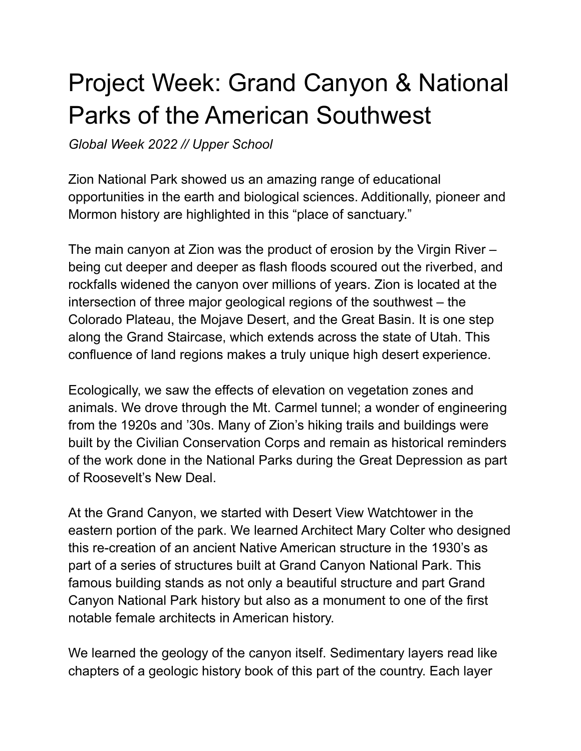# Project Week: Grand Canyon & National Parks of the American Southwest

*Global Week 2022 // Upper School*

Zion National Park showed us an amazing range of educational opportunities in the earth and biological sciences. Additionally, pioneer and Mormon history are highlighted in this "place of sanctuary."

The main canyon at Zion was the product of erosion by the Virgin River – being cut deeper and deeper as flash floods scoured out the riverbed, and rockfalls widened the canyon over millions of years. Zion is located at the intersection of three major geological regions of the southwest – the Colorado Plateau, the Mojave Desert, and the Great Basin. It is one step along the Grand Staircase, which extends across the state of Utah. This confluence of land regions makes a truly unique high desert experience.

Ecologically, we saw the effects of elevation on vegetation zones and animals. We drove through the Mt. Carmel tunnel; a wonder of engineering from the 1920s and '30s. Many of Zion's hiking trails and buildings were built by the Civilian Conservation Corps and remain as historical reminders of the work done in the National Parks during the Great Depression as part of Roosevelt's New Deal.

At the Grand Canyon, we started with Desert View Watchtower in the eastern portion of the park. We learned Architect Mary Colter who designed this re-creation of an ancient Native American structure in the 1930's as part of a series of structures built at Grand Canyon National Park. This famous building stands as not only a beautiful structure and part Grand Canyon National Park history but also as a monument to one of the first notable female architects in American history.

We learned the geology of the canyon itself. Sedimentary layers read like chapters of a geologic history book of this part of the country. Each layer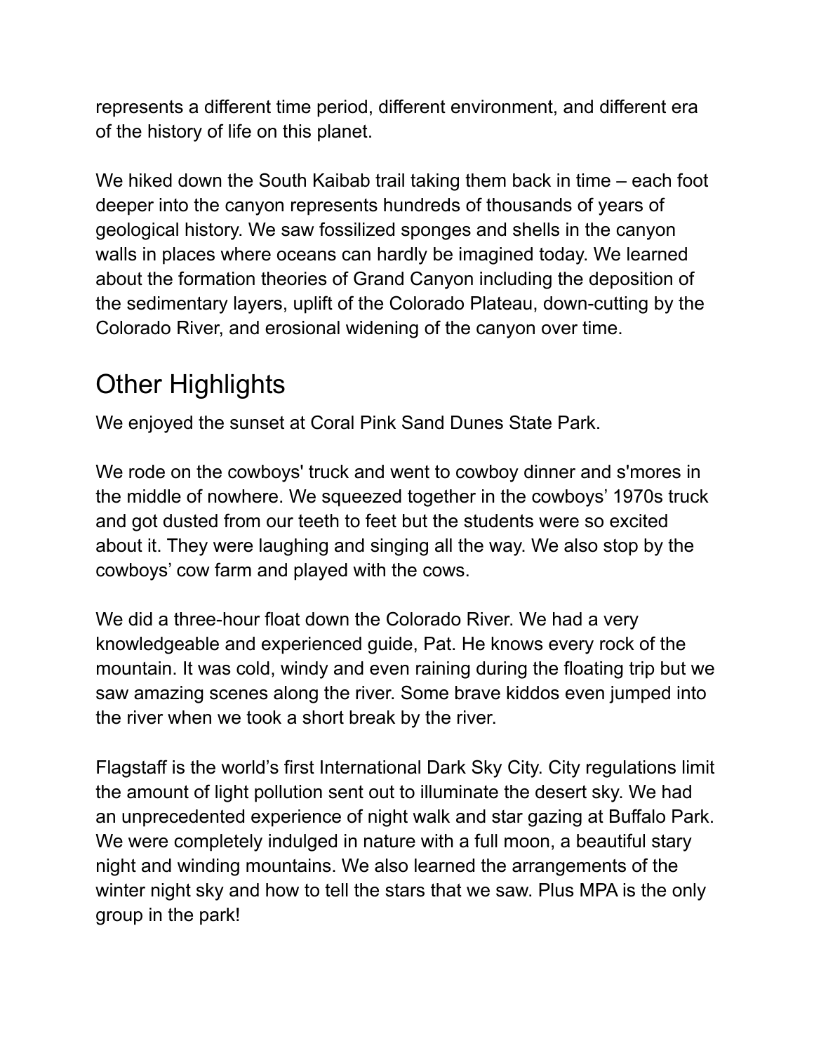represents a different time period, different environment, and different era of the history of life on this planet.

We hiked down the South Kaibab trail taking them back in time – each foot deeper into the canyon represents hundreds of thousands of years of geological history. We saw fossilized sponges and shells in the canyon walls in places where oceans can hardly be imagined today. We learned about the formation theories of Grand Canyon including the deposition of the sedimentary layers, uplift of the Colorado Plateau, down-cutting by the Colorado River, and erosional widening of the canyon over time.

## Other Highlights

We enjoyed the sunset at Coral Pink Sand Dunes State Park.

We rode on the cowboys' truck and went to cowboy dinner and s'mores in the middle of nowhere. We squeezed together in the cowboys' 1970s truck and got dusted from our teeth to feet but the students were so excited about it. They were laughing and singing all the way. We also stop by the cowboys' cow farm and played with the cows.

We did a three-hour float down the Colorado River. We had a very knowledgeable and experienced guide, Pat. He knows every rock of the mountain. It was cold, windy and even raining during the floating trip but we saw amazing scenes along the river. Some brave kiddos even jumped into the river when we took a short break by the river.

Flagstaff is the world's first International Dark Sky City. City regulations limit the amount of light pollution sent out to illuminate the desert sky. We had an unprecedented experience of night walk and star gazing at Buffalo Park. We were completely indulged in nature with a full moon, a beautiful stary night and winding mountains. We also learned the arrangements of the winter night sky and how to tell the stars that we saw. Plus MPA is the only group in the park!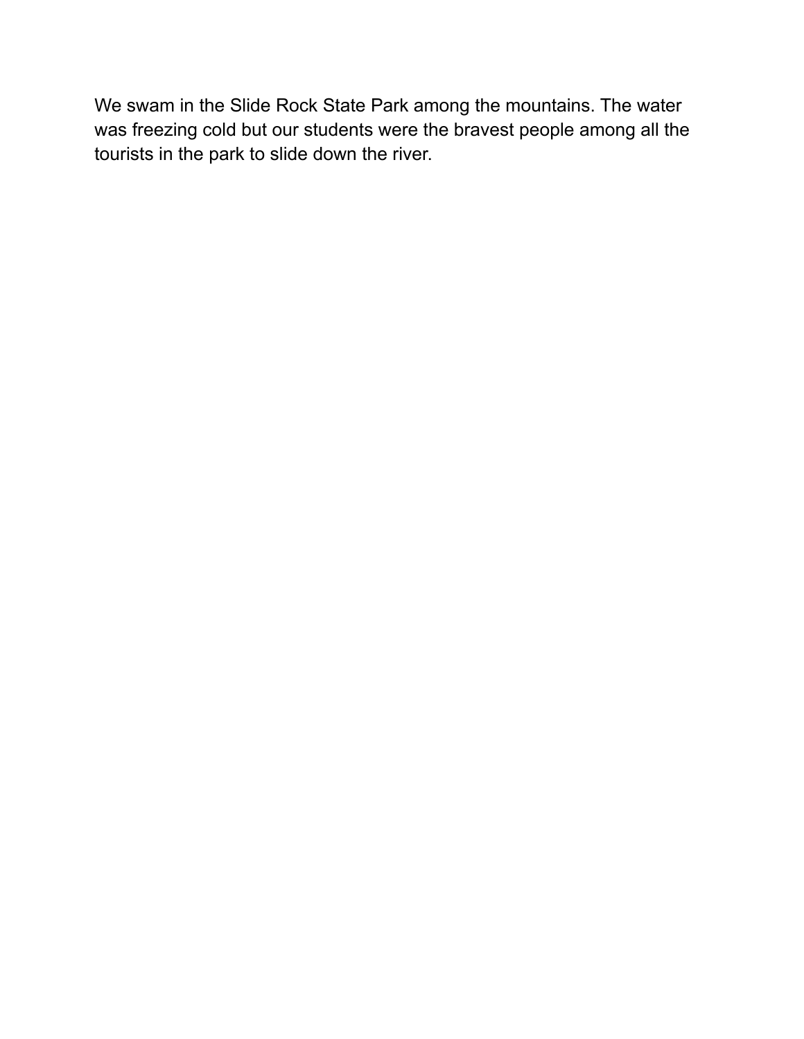We swam in the Slide Rock State Park among the mountains. The water was freezing cold but our students were the bravest people among all the tourists in the park to slide down the river.